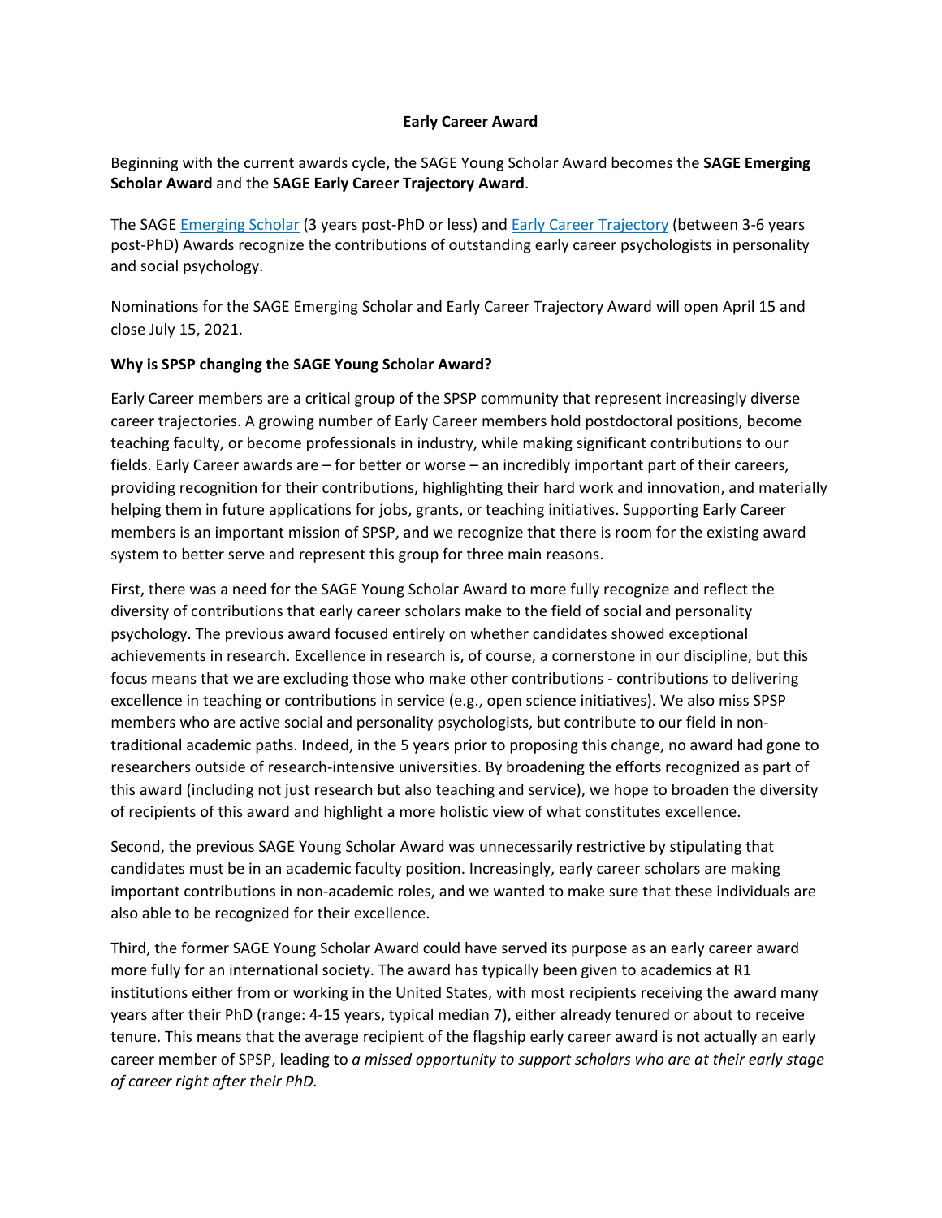# Early Career Award

Beginning with the current awards cycle, the SAGE Young Scholar Award becomes the **SAGE Emerging Scholar Award** and the **SAGE Early Career Trajectory Award**.

The SAGE Emerging Scholar (3 years post-PhD or less) and Early Career Trajectory (between 3-6 years post-PhD) Awards recognize the contributions of outstanding early career psychologists in personality and social psychology.

Nominations for the SAGE Emerging Scholar and Early Career Trajectory Award will open April 15 and close July 15, 2021.

## Why is SPSP changing the SAGE Young Scholar Award?

Early Career members are a critical group of the SPSP community that represent increasingly diverse career trajectories. A growing number of Early Career members hold postdoctoral positions, become teaching faculty, or become professionals in industry, while making significant contributions to our fields. Early Career awards are – for better or worse – an incredibly important part of their careers, providing recognition for their contributions, highlighting their hard work and innovation, and materially helping them in future applications for jobs, grants, or teaching initiatives. Supporting Early Career members is an important mission of SPSP, and we recognize that there is room for the existing award system to better serve and represent this group for three main reasons.

First, there was a need for the SAGE Young Scholar Award to more fully recognize and reflect the diversity of contributions that early career scholars make to the field of social and personality psychology. The previous award focused entirely on whether candidates showed exceptional achievements in research. Excellence in research is, of course, a cornerstone in our discipline, but this focus means that we are excluding those who make other contributions - contributions to delivering excellence in teaching or contributions in service (e.g., open science initiatives). We also miss SPSP members who are active social and personality psychologists, but contribute to our field in non-traditional academic paths. Indeed, in the 5 years prior to proposing this change, no award had gone to researchers outside of research-intensive universities. By broadening the efforts recognized as part of this award (including not just research but also teaching and service), we hope to broaden the diversity of recipients of this award and highlight a more holistic view of what constitutes excellence.

Second, the previous SAGE Young Scholar Award was unnecessarily restrictive by stipulating that candidates must be in an academic faculty position. Increasingly, early career scholars are making important contributions in non-academic roles, and we wanted to make sure that these individuals are also able to be recognized for their excellence.

Third, the former SAGE Young Scholar Award could have served its purpose as an early career award more fully for an international society. The award has typically been given to academics at R1 institutions either from or working in the United States, with most recipients receiving the award many years after their PhD (range: 4-15 years, typical median 7), either already tenured or about to receive tenure. This means that the average recipient of the flagship early career award is not actually an early career member of SPSP, leading to *a missed opportunity to support scholars who are at their early stage of career right after their PhD.*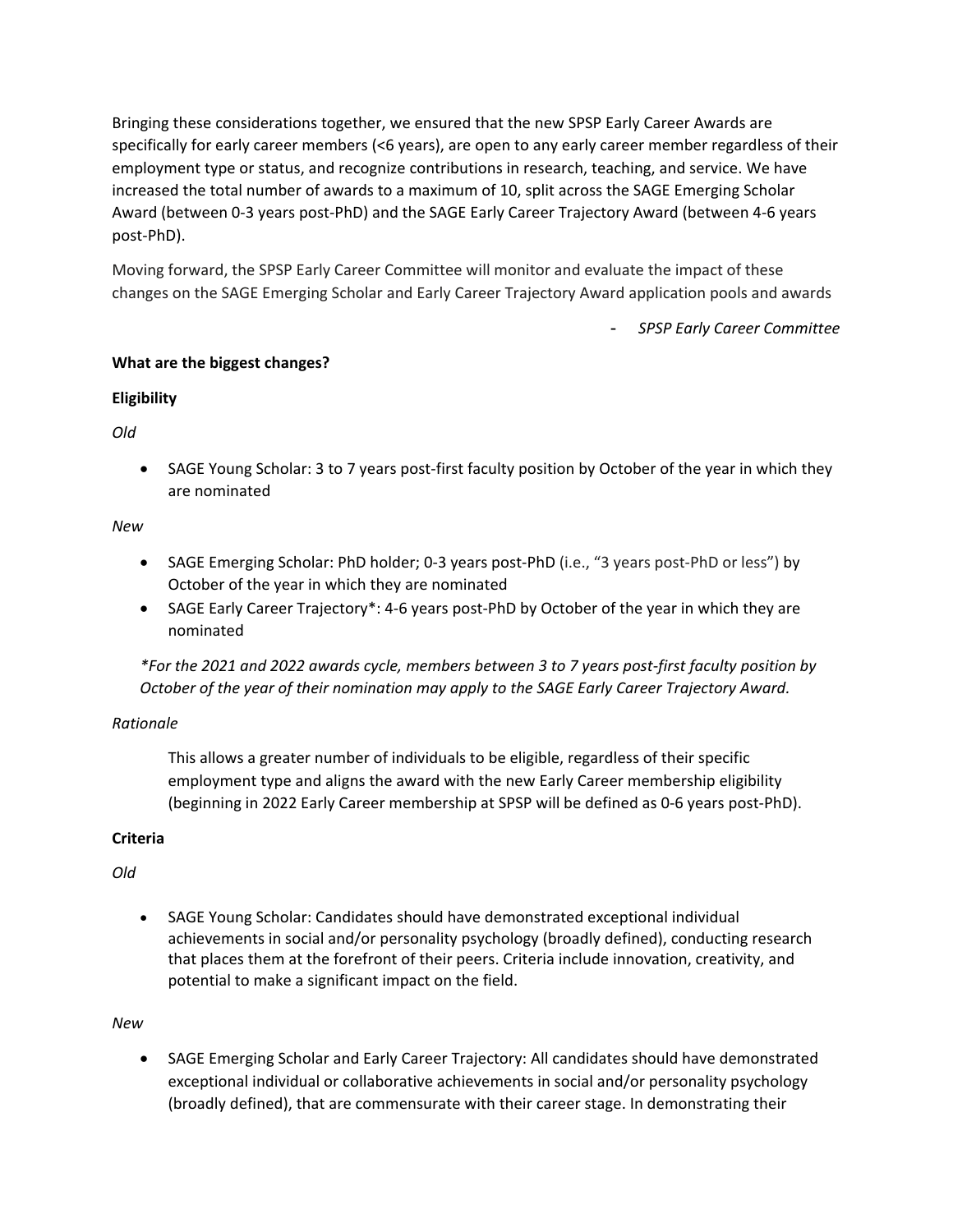Bringing these considerations together, we ensured that the new SPSP Early Career Awards are specifically for early career members (<6 years), are open to any early career member regardless of their employment type or status, and recognize contributions in research, teaching, and service. We have increased the total number of awards to a maximum of 10, split across the SAGE Emerging Scholar Award (between 0-3 years post-PhD) and the SAGE Early Career Trajectory Award (between 4-6 years post-PhD).

Moving forward, the SPSP Early Career Committee will monitor and evaluate the impact of these changes on the SAGE Emerging Scholar and Early Career Trajectory Award application pools and awards

- *SPSP Early Career Committee*

**What are the biggest changes?**

**Eligibility**

*Old*

- SAGE Young Scholar: 3 to 7 years post-first faculty position by October of the year in which they are nominated

*New*

- SAGE Emerging Scholar: PhD holder; 0-3 years post-PhD (i.e., "3 years post-PhD or less") by October of the year in which they are nominated
- SAGE Early Career Trajectory*: 4-6 years post-PhD by October of the year in which they are nominated

**For the 2021 and 2022 awards cycle, members between 3 to 7 years post-first faculty position by October of the year of their nomination may apply to the SAGE Early Career Trajectory Award.*

*Rationale*

This allows a greater number of individuals to be eligible, regardless of their specific employment type and aligns the award with the new Early Career membership eligibility (beginning in 2022 Early Career membership at SPSP will be defined as 0-6 years post-PhD).

**Criteria**

*Old*

- SAGE Young Scholar: Candidates should have demonstrated exceptional individual achievements in social and/or personality psychology (broadly defined), conducting research that places them at the forefront of their peers. Criteria include innovation, creativity, and potential to make a significant impact on the field.

*New*

- SAGE Emerging Scholar and Early Career Trajectory: All candidates should have demonstrated exceptional individual or collaborative achievements in social and/or personality psychology (broadly defined), that are commensurate with their career stage. In demonstrating their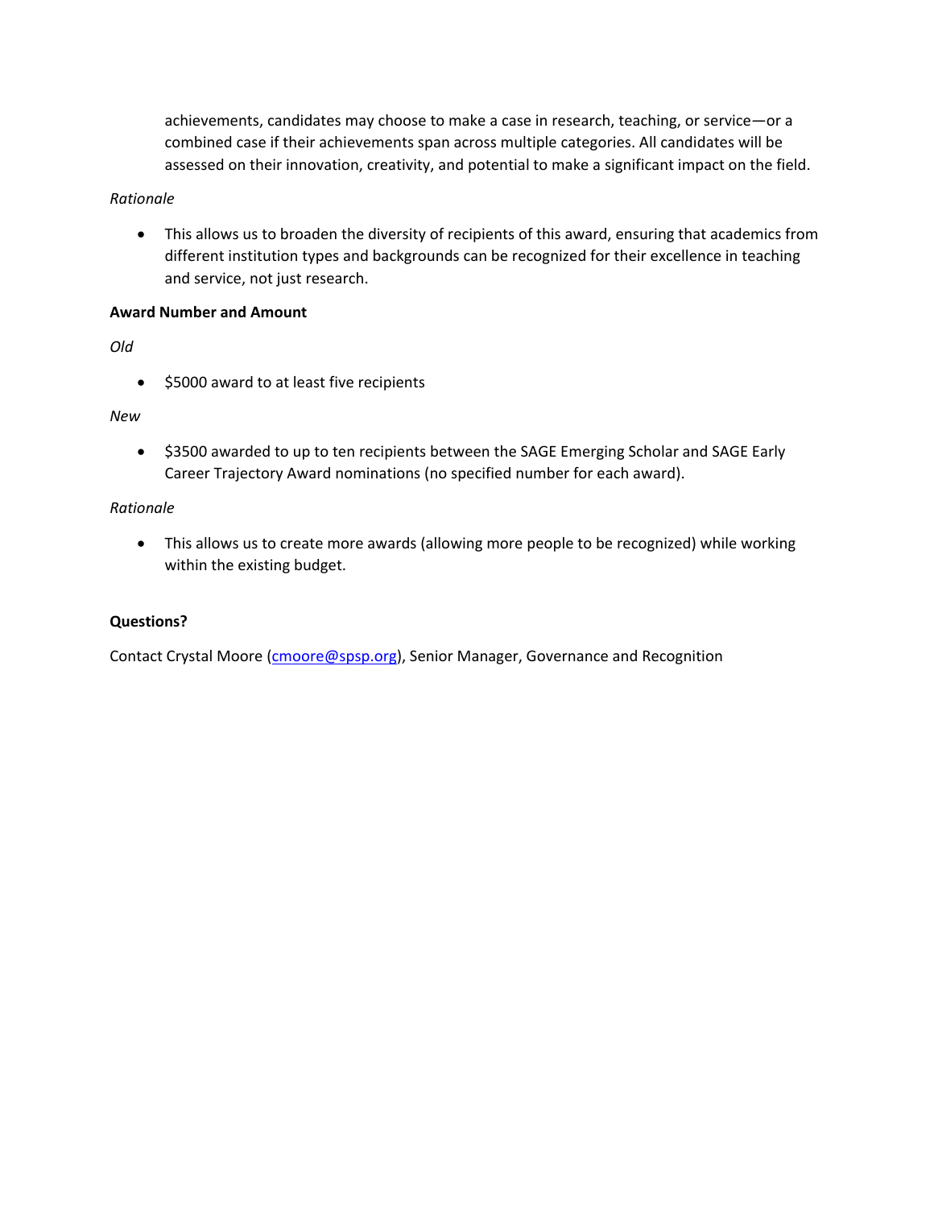achievements, candidates may choose to make a case in research, teaching, or service—or a combined case if their achievements span across multiple categories. All candidates will be assessed on their innovation, creativity, and potential to make a significant impact on the field.

*Rationale*

- This allows us to broaden the diversity of recipients of this award, ensuring that academics from different institution types and backgrounds can be recognized for their excellence in teaching and service, not just research.

**Award Number and Amount**

*Old*

- $5000 award to at least five recipients

*New*

- $3500 awarded to up to ten recipients between the SAGE Emerging Scholar and SAGE Early Career Trajectory Award nominations (no specified number for each award).

*Rationale*

- This allows us to create more awards (allowing more people to be recognized) while working within the existing budget.

**Questions?**

Contact Crystal Moore (cmoore@spsp.org), Senior Manager, Governance and Recognition